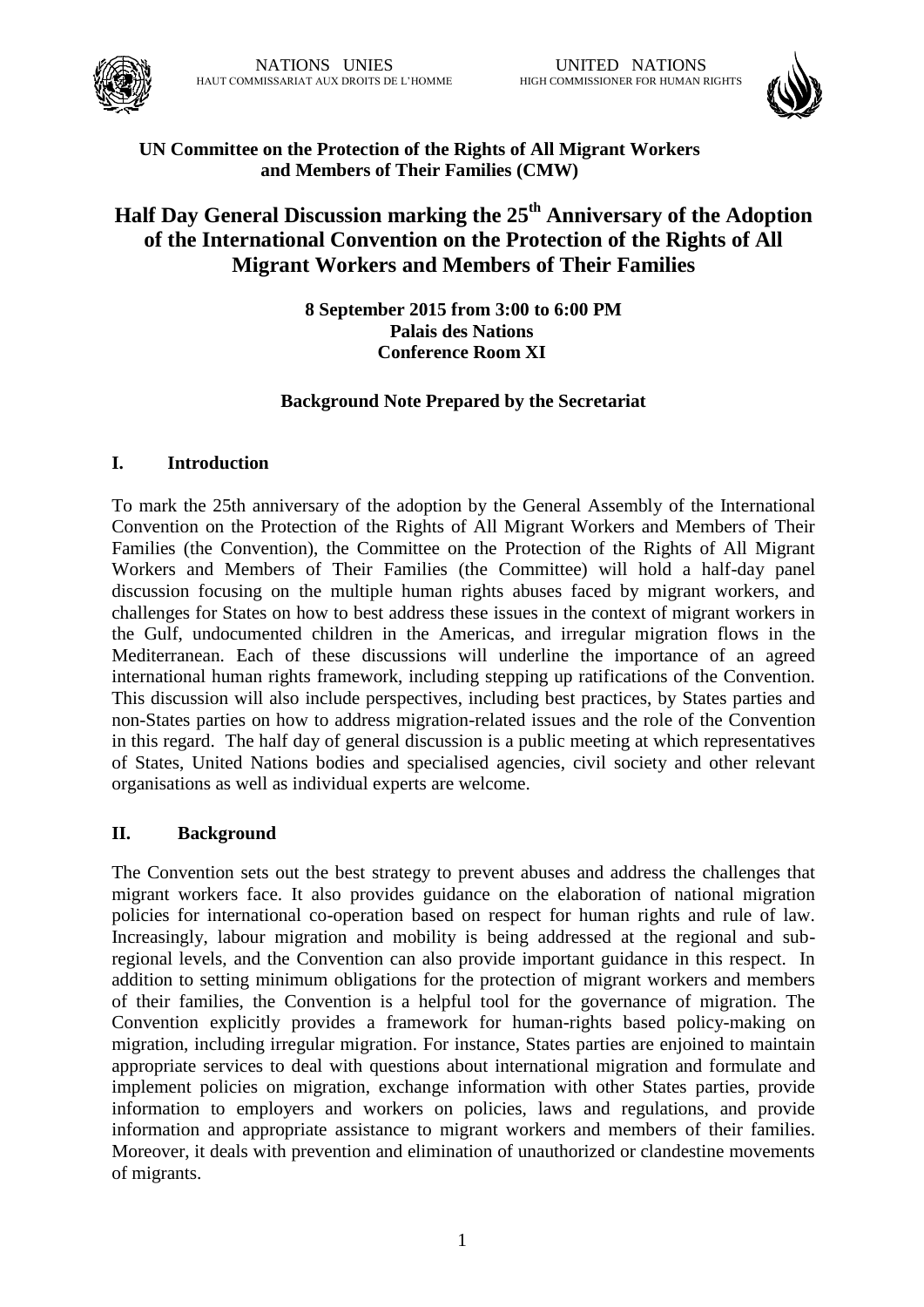NATIONS UNIES
HAUT COMMISSARIAT AUX DROITS DE L'HOMME

UNITED NATIONS
HIGH COMMISSIONER FOR HUMAN RIGHTS

**UN Committee on the Protection of the Rights of All Migrant Workers and Members of Their Families (CMW)**

# Half Day General Discussion marking the 25th Anniversary of the Adoption of the International Convention on the Protection of the Rights of All Migrant Workers and Members of Their Families

**8 September 2015 from 3:00 to 6:00 PM**
**Palais des Nations**
**Conference Room XI**

**Background Note Prepared by the Secretariat**

## I. Introduction

To mark the 25th anniversary of the adoption by the General Assembly of the International Convention on the Protection of the Rights of All Migrant Workers and Members of Their Families (the Convention), the Committee on the Protection of the Rights of All Migrant Workers and Members of Their Families (the Committee) will hold a half-day panel discussion focusing on the multiple human rights abuses faced by migrant workers, and challenges for States on how to best address these issues in the context of migrant workers in the Gulf, undocumented children in the Americas, and irregular migration flows in the Mediterranean. Each of these discussions will underline the importance of an agreed international human rights framework, including stepping up ratifications of the Convention. This discussion will also include perspectives, including best practices, by States parties and non-States parties on how to address migration-related issues and the role of the Convention in this regard. The half day of general discussion is a public meeting at which representatives of States, United Nations bodies and specialised agencies, civil society and other relevant organisations as well as individual experts are welcome.

## II. Background

The Convention sets out the best strategy to prevent abuses and address the challenges that migrant workers face. It also provides guidance on the elaboration of national migration policies for international co-operation based on respect for human rights and rule of law. Increasingly, labour migration and mobility is being addressed at the regional and sub-regional levels, and the Convention can also provide important guidance in this respect. In addition to setting minimum obligations for the protection of migrant workers and members of their families, the Convention is a helpful tool for the governance of migration. The Convention explicitly provides a framework for human-rights based policy-making on migration, including irregular migration. For instance, States parties are enjoined to maintain appropriate services to deal with questions about international migration and formulate and implement policies on migration, exchange information with other States parties, provide information to employers and workers on policies, laws and regulations, and provide information and appropriate assistance to migrant workers and members of their families. Moreover, it deals with prevention and elimination of unauthorized or clandestine movements of migrants.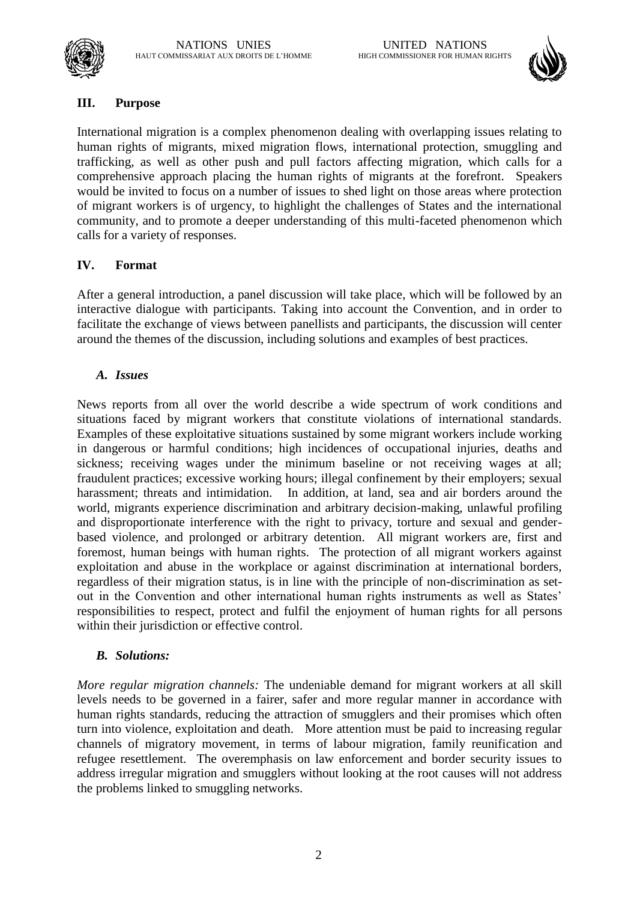## III. Purpose

International migration is a complex phenomenon dealing with overlapping issues relating to human rights of migrants, mixed migration flows, international protection, smuggling and trafficking, as well as other push and pull factors affecting migration, which calls for a comprehensive approach placing the human rights of migrants at the forefront. Speakers would be invited to focus on a number of issues to shed light on those areas where protection of migrant workers is of urgency, to highlight the challenges of States and the international community, and to promote a deeper understanding of this multi-faceted phenomenon which calls for a variety of responses.

## IV. Format

After a general introduction, a panel discussion will take place, which will be followed by an interactive dialogue with participants. Taking into account the Convention, and in order to facilitate the exchange of views between panellists and participants, the discussion will center around the themes of the discussion, including solutions and examples of best practices.

### *A. Issues*

News reports from all over the world describe a wide spectrum of work conditions and situations faced by migrant workers that constitute violations of international standards. Examples of these exploitative situations sustained by some migrant workers include working in dangerous or harmful conditions; high incidences of occupational injuries, deaths and sickness; receiving wages under the minimum baseline or not receiving wages at all; fraudulent practices; excessive working hours; illegal confinement by their employers; sexual harassment; threats and intimidation. In addition, at land, sea and air borders around the world, migrants experience discrimination and arbitrary decision-making, unlawful profiling and disproportionate interference with the right to privacy, torture and sexual and gender-based violence, and prolonged or arbitrary detention. All migrant workers are, first and foremost, human beings with human rights. The protection of all migrant workers against exploitation and abuse in the workplace or against discrimination at international borders, regardless of their migration status, is in line with the principle of non-discrimination as set-out in the Convention and other international human rights instruments as well as States' responsibilities to respect, protect and fulfil the enjoyment of human rights for all persons within their jurisdiction or effective control.

### *B. Solutions:*

*More regular migration channels:* The undeniable demand for migrant workers at all skill levels needs to be governed in a fairer, safer and more regular manner in accordance with human rights standards, reducing the attraction of smugglers and their promises which often turn into violence, exploitation and death. More attention must be paid to increasing regular channels of migratory movement, in terms of labour migration, family reunification and refugee resettlement. The overemphasis on law enforcement and border security issues to address irregular migration and smugglers without looking at the root causes will not address the problems linked to smuggling networks.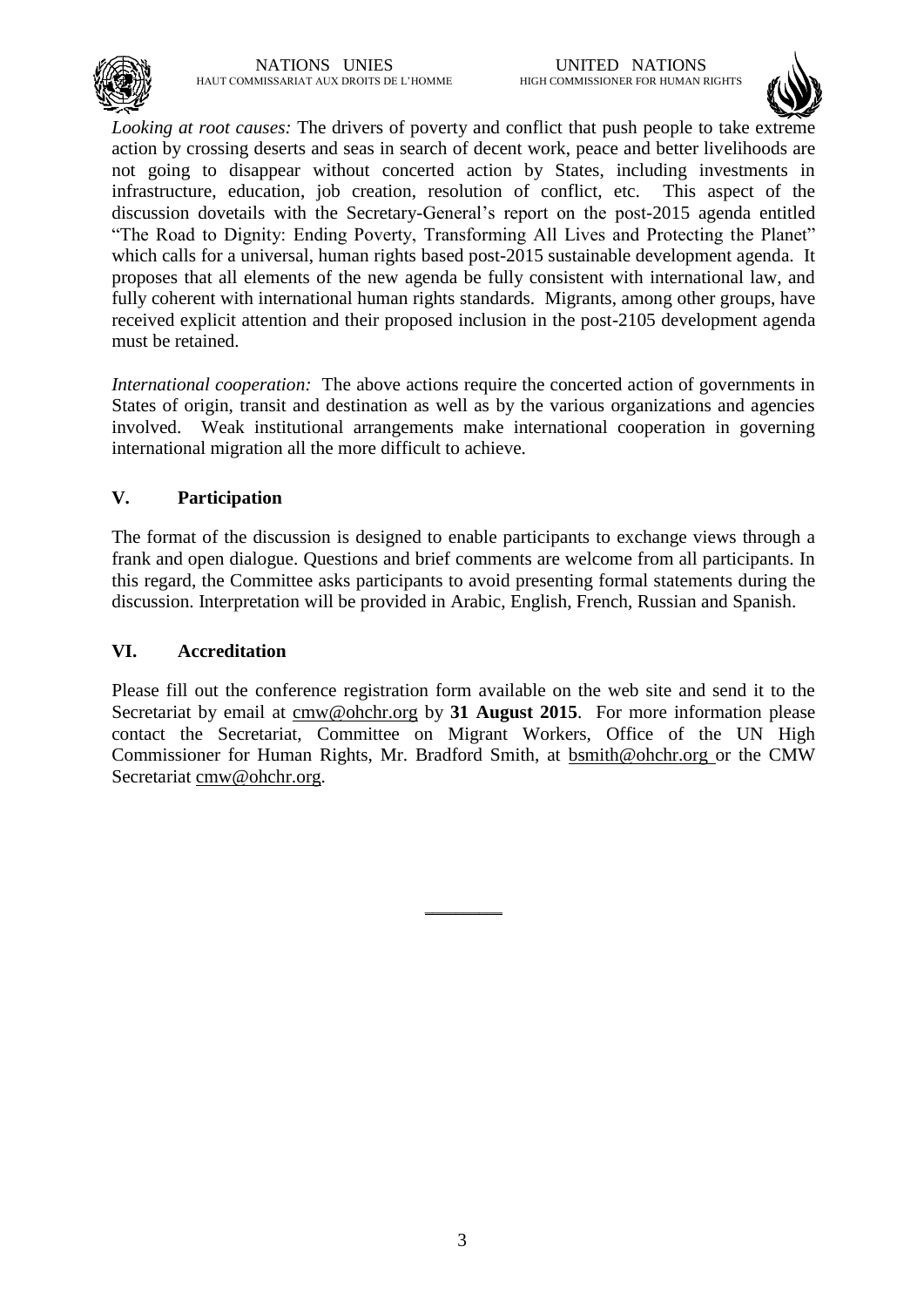*Looking at root causes:* The drivers of poverty and conflict that push people to take extreme action by crossing deserts and seas in search of decent work, peace and better livelihoods are not going to disappear without concerted action by States, including investments in infrastructure, education, job creation, resolution of conflict, etc. This aspect of the discussion dovetails with the Secretary-General's report on the post-2015 agenda entitled "The Road to Dignity: Ending Poverty, Transforming All Lives and Protecting the Planet" which calls for a universal, human rights based post-2015 sustainable development agenda. It proposes that all elements of the new agenda be fully consistent with international law, and fully coherent with international human rights standards. Migrants, among other groups, have received explicit attention and their proposed inclusion in the post-2105 development agenda must be retained.

*International cooperation:* The above actions require the concerted action of governments in States of origin, transit and destination as well as by the various organizations and agencies involved. Weak institutional arrangements make international cooperation in governing international migration all the more difficult to achieve.

## V. Participation

The format of the discussion is designed to enable participants to exchange views through a frank and open dialogue. Questions and brief comments are welcome from all participants. In this regard, the Committee asks participants to avoid presenting formal statements during the discussion. Interpretation will be provided in Arabic, English, French, Russian and Spanish.

## VI. Accreditation

Please fill out the conference registration form available on the web site and send it to the Secretariat by email at cmw@ohchr.org by **31 August 2015**. For more information please contact the Secretariat, Committee on Migrant Workers, Office of the UN High Commissioner for Human Rights, Mr. Bradford Smith, at bsmith@ohchr.org or the CMW Secretariat cmw@ohchr.org.